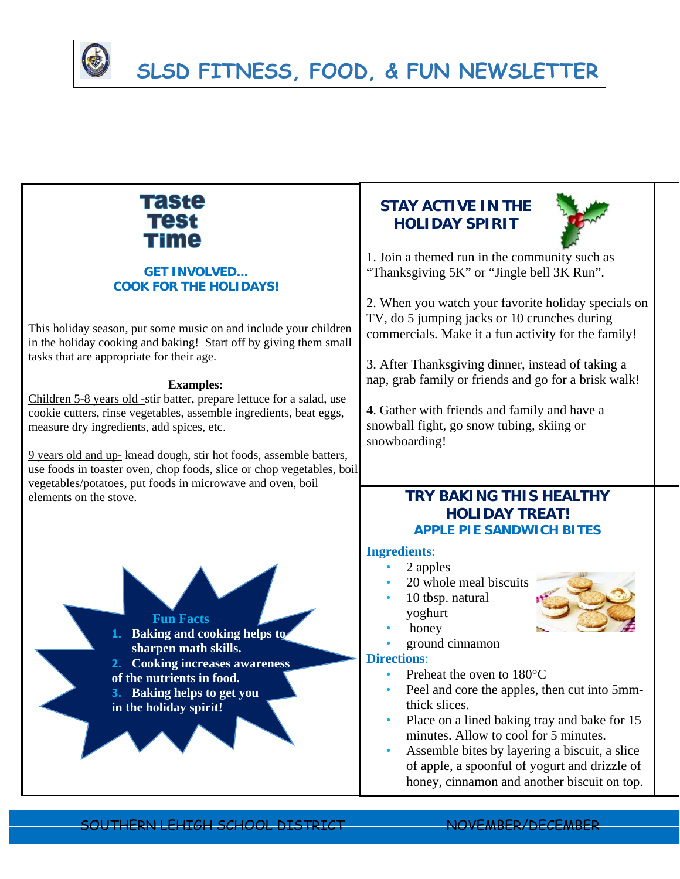# SLSD FITNESS, FOOD, & FUN NEWSLETTER

## Taste Test Time

### GET INVOLVED… COOK FOR THE HOLIDAYS!

This holiday season, put some music on and include your children in the holiday cooking and baking! Start off by giving them small tasks that are appropriate for their age.

**Examples:**

Children 5-8 years old -stir batter, prepare lettuce for a salad, use cookie cutters, rinse vegetables, assemble ingredients, beat eggs, measure dry ingredients, add spices, etc.

9 years old and up- knead dough, stir hot foods, assemble batters, use foods in toaster oven, chop foods, slice or chop vegetables, boil vegetables/potatoes, put foods in microwave and oven, boil elements on the stove.

**Fun Facts**

1. **Baking and cooking helps to sharpen math skills.**
2. **Cooking increases awareness of the nutrients in food.**
3. **Baking helps to get you in the holiday spirit!**

## STAY ACTIVE IN THE HOLIDAY SPIRIT

1. Join a themed run in the community such as "Thanksgiving 5K" or "Jingle bell 3K Run".

2. When you watch your favorite holiday specials on TV, do 5 jumping jacks or 10 crunches during commercials. Make it a fun activity for the family!

3. After Thanksgiving dinner, instead of taking a nap, grab family or friends and go for a brisk walk!

4. Gather with friends and family and have a snowball fight, go snow tubing, skiing or snowboarding!

## TRY BAKING THIS HEALTHY HOLIDAY TREAT!

### APPLE PIE SANDWICH BITES

**Ingredients**:

- 2 apples
- 20 whole meal biscuits
- 10 tbsp. natural yoghurt
- honey
- ground cinnamon

**Directions**:

- Preheat the oven to 180°C
- Peel and core the apples, then cut into 5mm-thick slices.
- Place on a lined baking tray and bake for 15 minutes. Allow to cool for 5 minutes.
- Assemble bites by layering a biscuit, a slice of apple, a spoonful of yogurt and drizzle of honey, cinnamon and another biscuit on top.

SOUTHERN LEHIGH SCHOOL DISTRICT — NOVEMBER/DECEMBER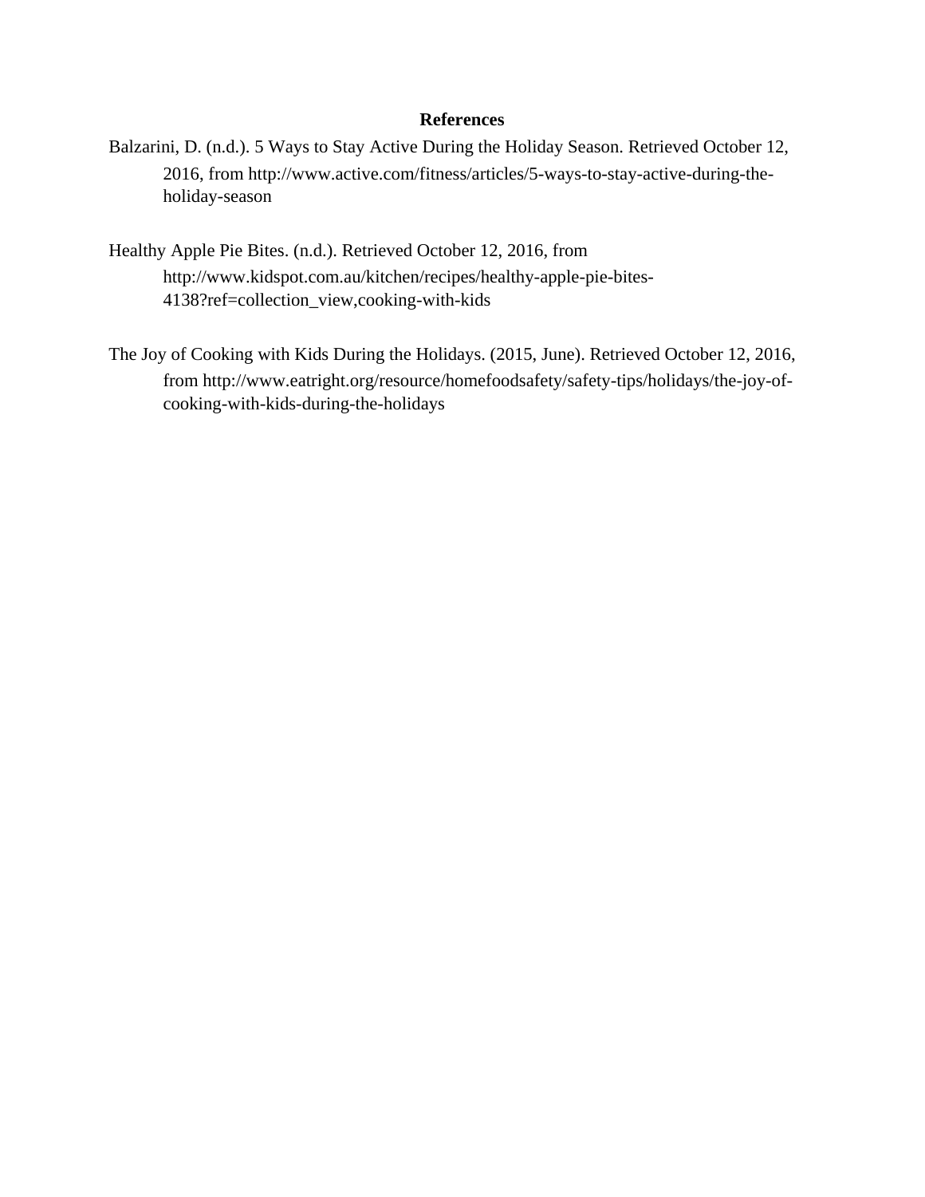**References**

Balzarini, D. (n.d.). 5 Ways to Stay Active During the Holiday Season. Retrieved October 12, 2016, from http://www.active.com/fitness/articles/5-ways-to-stay-active-during-the-holiday-season

Healthy Apple Pie Bites. (n.d.). Retrieved October 12, 2016, from http://www.kidspot.com.au/kitchen/recipes/healthy-apple-pie-bites-4138?ref=collection_view,cooking-with-kids

The Joy of Cooking with Kids During the Holidays. (2015, June). Retrieved October 12, 2016, from http://www.eatright.org/resource/homefoodsafety/safety-tips/holidays/the-joy-of-cooking-with-kids-during-the-holidays